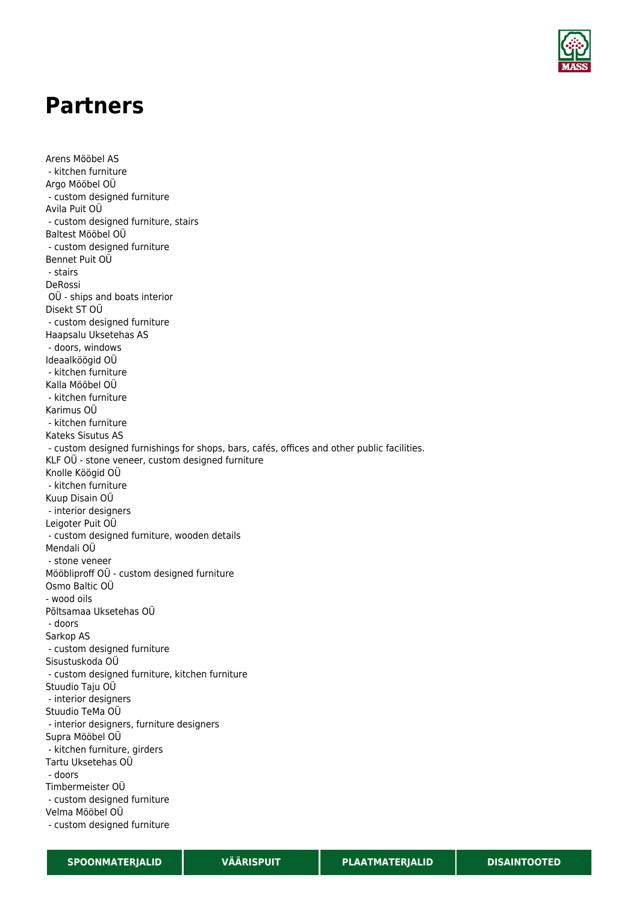# Partners

Arens Mööbel AS
- kitchen furniture

Argo Mööbel OÜ
- custom designed furniture

Avila Puit OÜ
- custom designed furniture, stairs

Baltest Mööbel OÜ
- custom designed furniture

Bennet Puit OÜ
- stairs

DeRossi
OÜ - ships and boats interior

Disekt ST OÜ
- custom designed furniture

Haapsalu Uksetehas AS
- doors, windows

Ideaalköögid OÜ
- kitchen furniture

Kalla Mööbel OÜ
- kitchen furniture

Karimus OÜ
- kitchen furniture

Kateks Sisutus AS
- custom designed furnishings for shops, bars, cafés, offices and other public facilities.

KLF OÜ - stone veneer, custom designed furniture

Knolle Köögid OÜ
- kitchen furniture

Kuup Disain OÜ
- interior designers

Leigoter Puit OÜ
- custom designed furniture, wooden details

Mendali OÜ
- stone veneer

Mööbliproff OÜ - custom designed furniture

Osmo Baltic OÜ
- wood oils

Põltsamaa Uksetehas OÜ
- doors

Sarkop AS
- custom designed furniture

Sisustuskoda OÜ
- custom designed furniture, kitchen furniture

Stuudio Taju OÜ
- interior designers

Stuudio TeMa OÜ
- interior designers, furniture designers

Supra Mööbel OÜ
- kitchen furniture, girders

Tartu Uksetehas OÜ
- doors

Timbermeister OÜ
- custom designed furniture

Velma Mööbel OÜ
- custom designed furniture

SPOONMATERJALID | VÄÄRISPUIT | PLAATMATERJALID | DISAINTOOTED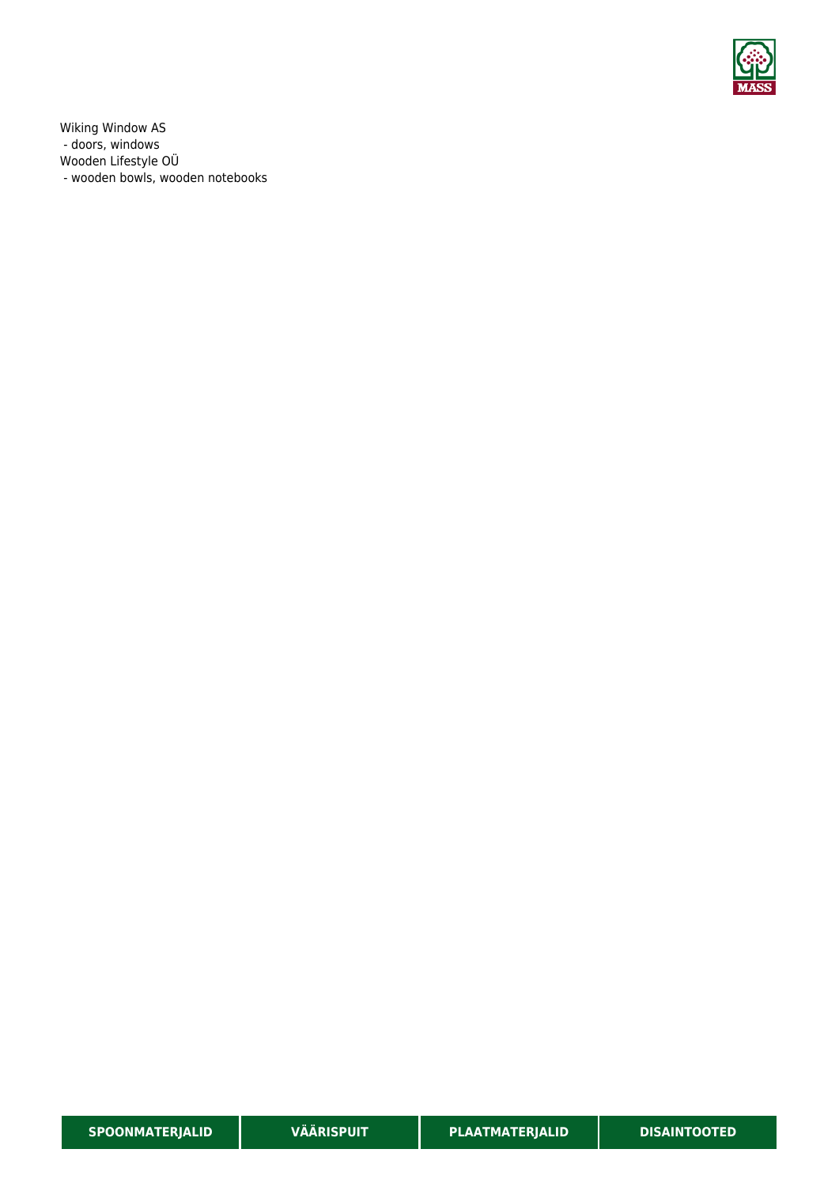Wiking Window AS
 - doors, windows
Wooden Lifestyle OÜ
 - wooden bowls, wooden notebooks